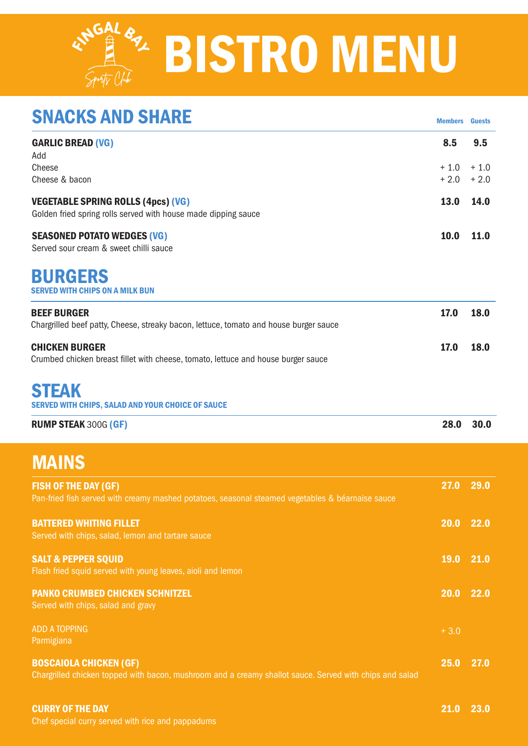# BISTRO MENU

## SNACKS AND SHARE

| | Members | Guests |
|---|---|---|
| **GARLIC BREAD (VG)** | **8.5** | **9.5** |
| Add | | |
| Cheese | + 1.0 | + 1.0 |
| Cheese & bacon | + 2.0 | + 2.0 |
| **VEGETABLE SPRING ROLLS (4pcs) (VG)**<br>Golden fried spring rolls served with house made dipping sauce | **13.0** | **14.0** |
| **SEASONED POTATO WEDGES (VG)**<br>Served sour cream & sweet chilli sauce | **10.0** | **11.0** |

## BURGERS

SERVED WITH CHIPS ON A MILK BUN

| | Members | Guests |
|---|---|---|
| **BEEF BURGER**<br>Chargrilled beef patty, Cheese, streaky bacon, lettuce, tomato and house burger sauce | **17.0** | **18.0** |
| **CHICKEN BURGER**<br>Crumbed chicken breast fillet with cheese, tomato, lettuce and house burger sauce | **17.0** | **18.0** |

## STEAK

SERVED WITH CHIPS, SALAD AND YOUR CHOICE OF SAUCE

| | Members | Guests |
|---|---|---|
| **RUMP STEAK** 300G **(GF)** | **28.0** | **30.0** |

## MAINS

| | Members | Guests |
|---|---|---|
| **FISH OF THE DAY (GF)**<br>Pan-fried fish served with creamy mashed potatoes, seasonal steamed vegetables & béarnaise sauce | **27.0** | **29.0** |
| **BATTERED WHITING FILLET**<br>Served with chips, salad, lemon and tartare sauce | **20.0** | **22.0** |
| **SALT & PEPPER SQUID**<br>Flash fried squid served with young leaves, aioli and lemon | **19.0** | **21.0** |
| **PANKO CRUMBED CHICKEN SCHNITZEL**<br>Served with chips, salad and gravy | **20.0** | **22.0** |
| ADD A TOPPING<br>Parmigiana | + 3.0 | |
| **BOSCAIOLA CHICKEN (GF)**<br>Chargrilled chicken topped with bacon, mushroom and a creamy shallot sauce. Served with chips and salad | **25.0** | **27.0** |
| **CURRY OF THE DAY**<br>Chef special curry served with rice and pappadums | **21.0** | **23.0** |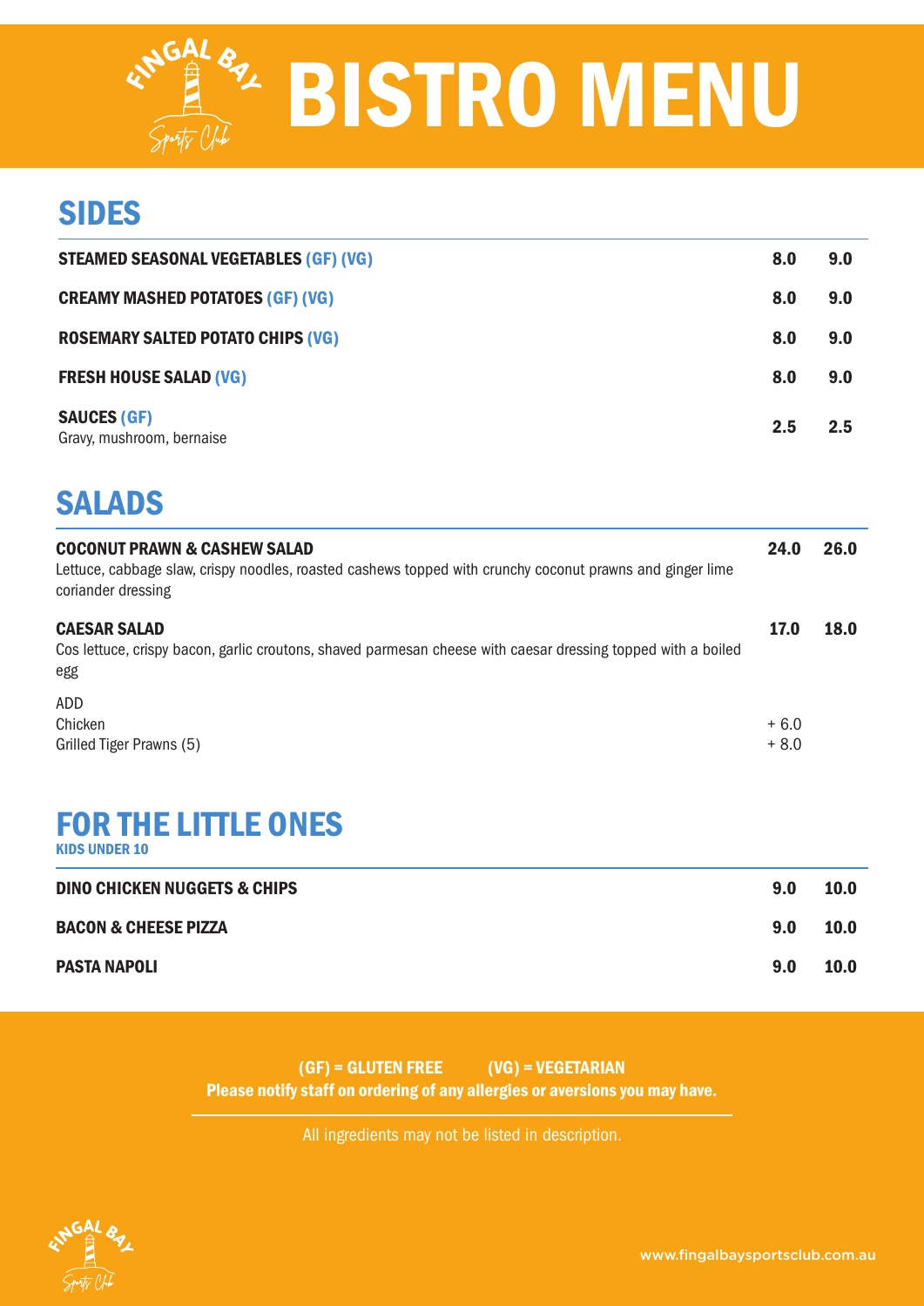# BISTRO MENU

## SIDES

| | | |
|---|---|---|
| **STEAMED SEASONAL VEGETABLES (GF) (VG)** | **8.0** | **9.0** |
| **CREAMY MASHED POTATOES (GF) (VG)** | **8.0** | **9.0** |
| **ROSEMARY SALTED POTATO CHIPS (VG)** | **8.0** | **9.0** |
| **FRESH HOUSE SALAD (VG)** | **8.0** | **9.0** |
| **SAUCES (GF)**<br>Gravy, mushroom, bernaise | **2.5** | **2.5** |

## SALADS

| | | |
|---|---|---|
| **COCONUT PRAWN & CASHEW SALAD**<br>Lettuce, cabbage slaw, crispy noodles, roasted cashews topped with crunchy coconut prawns and ginger lime coriander dressing | **24.0** | **26.0** |
| **CAESAR SALAD**<br>Cos lettuce, crispy bacon, garlic croutons, shaved parmesan cheese with caesar dressing topped with a boiled egg | **17.0** | **18.0** |

ADD

| | |
|---|---|
| Chicken | + 6.0 |
| Grilled Tiger Prawns (5) | + 8.0 |

## FOR THE LITTLE ONES

**KIDS UNDER 10**

| | | |
|---|---|---|
| **DINO CHICKEN NUGGETS & CHIPS** | **9.0** | **10.0** |
| **BACON & CHEESE PIZZA** | **9.0** | **10.0** |
| **PASTA NAPOLI** | **9.0** | **10.0** |

**(GF) = GLUTEN FREE (VG) = VEGETARIAN**

**Please notify staff on ordering of any allergies or aversions you may have.**

All ingredients may not be listed in description.

www.fingalbaysportsclub.com.au